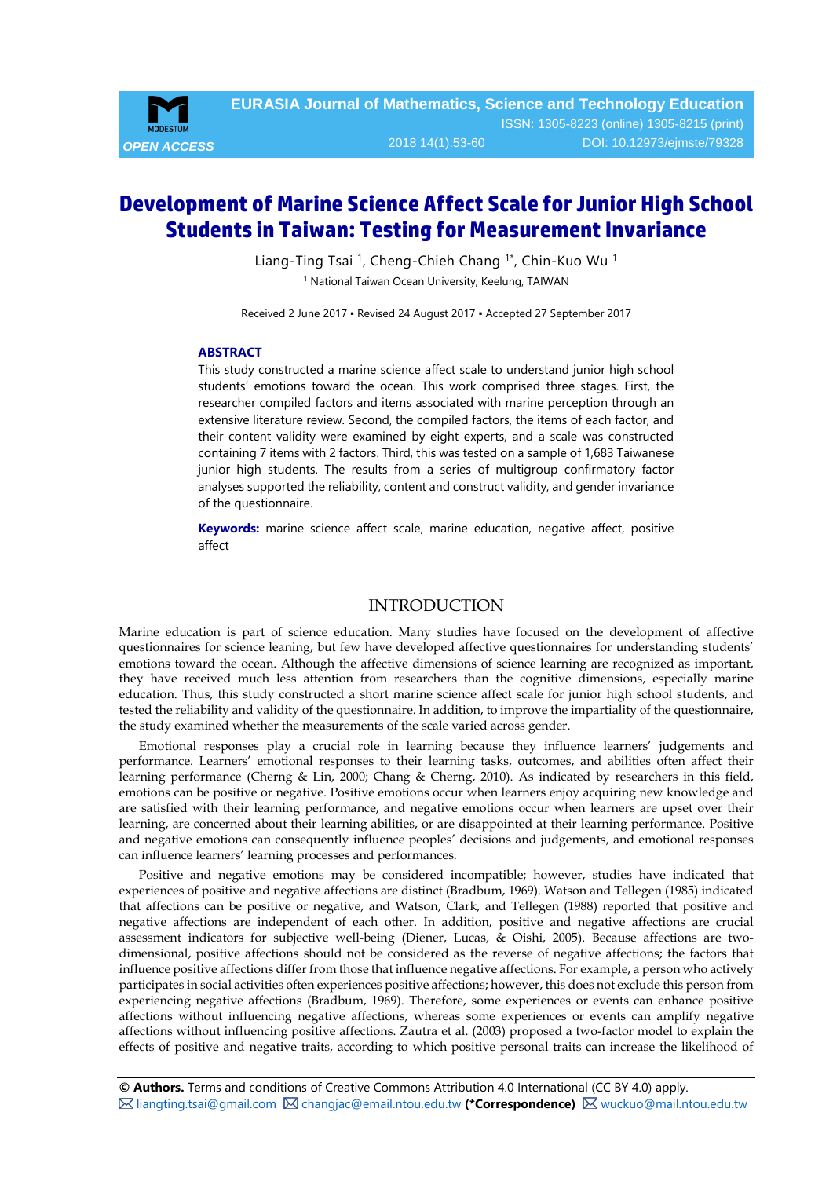# Development of Marine Science Affect Scale for Junior High School Students in Taiwan: Testing for Measurement Invariance

Liang-Ting Tsai [1], Cheng-Chieh Chang [1*], Chin-Kuo Wu [1]

[1] National Taiwan Ocean University, Keelung, TAIWAN

Received 2 June 2017 ▪ Revised 24 August 2017 ▪ Accepted 27 September 2017

### ABSTRACT

This study constructed a marine science affect scale to understand junior high school students' emotions toward the ocean. This work comprised three stages. First, the researcher compiled factors and items associated with marine perception through an extensive literature review. Second, the compiled factors, the items of each factor, and their content validity were examined by eight experts, and a scale was constructed containing 7 items with 2 factors. Third, this was tested on a sample of 1,683 Taiwanese junior high students. The results from a series of multigroup confirmatory factor analyses supported the reliability, content and construct validity, and gender invariance of the questionnaire.

**Keywords:** marine science affect scale, marine education, negative affect, positive affect

## INTRODUCTION

Marine education is part of science education. Many studies have focused on the development of affective questionnaires for science leaning, but few have developed affective questionnaires for understanding students' emotions toward the ocean. Although the affective dimensions of science learning are recognized as important, they have received much less attention from researchers than the cognitive dimensions, especially marine education. Thus, this study constructed a short marine science affect scale for junior high school students, and tested the reliability and validity of the questionnaire. In addition, to improve the impartiality of the questionnaire, the study examined whether the measurements of the scale varied across gender.

Emotional responses play a crucial role in learning because they influence learners' judgements and performance. Learners' emotional responses to their learning tasks, outcomes, and abilities often affect their learning performance (Cherng & Lin, 2000; Chang & Cherng, 2010). As indicated by researchers in this field, emotions can be positive or negative. Positive emotions occur when learners enjoy acquiring new knowledge and are satisfied with their learning performance, and negative emotions occur when learners are upset over their learning, are concerned about their learning abilities, or are disappointed at their learning performance. Positive and negative emotions can consequently influence peoples' decisions and judgements, and emotional responses can influence learners' learning processes and performances.

Positive and negative emotions may be considered incompatible; however, studies have indicated that experiences of positive and negative affections are distinct (Bradbum, 1969). Watson and Tellegen (1985) indicated that affections can be positive or negative, and Watson, Clark, and Tellegen (1988) reported that positive and negative affections are independent of each other. In addition, positive and negative affections are crucial assessment indicators for subjective well-being (Diener, Lucas, & Oishi, 2005). Because affections are two-dimensional, positive affections should not be considered as the reverse of negative affections; the factors that influence positive affections differ from those that influence negative affections. For example, a person who actively participates in social activities often experiences positive affections; however, this does not exclude this person from experiencing negative affections (Bradbum, 1969). Therefore, some experiences or events can enhance positive affections without influencing negative affections, whereas some experiences or events can amplify negative affections without influencing positive affections. Zautra et al. (2003) proposed a two-factor model to explain the effects of positive and negative traits, according to which positive personal traits can increase the likelihood of

**© Authors.** Terms and conditions of Creative Commons Attribution 4.0 International (CC BY 4.0) apply.
liangting.tsai@gmail.com changjac@email.ntou.edu.tw **(*Correspondence)** wuckuo@mail.ntou.edu.tw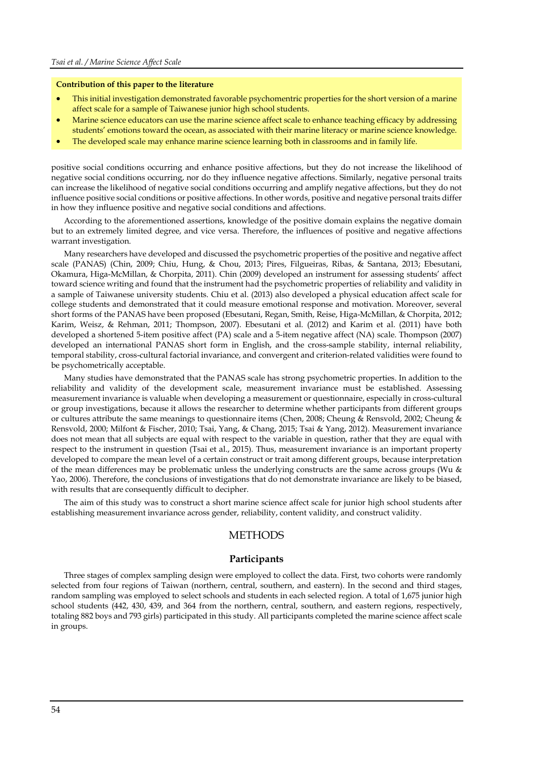**Contribution of this paper to the literature**

- This initial investigation demonstrated favorable psychomentric properties for the short version of a marine affect scale for a sample of Taiwanese junior high school students.
- Marine science educators can use the marine science affect scale to enhance teaching efficacy by addressing students' emotions toward the ocean, as associated with their marine literacy or marine science knowledge.
- The developed scale may enhance marine science learning both in classrooms and in family life.

positive social conditions occurring and enhance positive affections, but they do not increase the likelihood of negative social conditions occurring, nor do they influence negative affections. Similarly, negative personal traits can increase the likelihood of negative social conditions occurring and amplify negative affections, but they do not influence positive social conditions or positive affections. In other words, positive and negative personal traits differ in how they influence positive and negative social conditions and affections.

According to the aforementioned assertions, knowledge of the positive domain explains the negative domain but to an extremely limited degree, and vice versa. Therefore, the influences of positive and negative affections warrant investigation.

Many researchers have developed and discussed the psychometric properties of the positive and negative affect scale (PANAS) (Chin, 2009; Chiu, Hung, & Chou, 2013; Pires, Filgueiras, Ribas, & Santana, 2013; Ebesutani, Okamura, Higa-McMillan, & Chorpita, 2011). Chin (2009) developed an instrument for assessing students' affect toward science writing and found that the instrument had the psychometric properties of reliability and validity in a sample of Taiwanese university students. Chiu et al. (2013) also developed a physical education affect scale for college students and demonstrated that it could measure emotional response and motivation. Moreover, several short forms of the PANAS have been proposed (Ebesutani, Regan, Smith, Reise, Higa-McMillan, & Chorpita, 2012; Karim, Weisz, & Rehman, 2011; Thompson, 2007). Ebesutani et al. (2012) and Karim et al. (2011) have both developed a shortened 5-item positive affect (PA) scale and a 5-item negative affect (NA) scale. Thompson (2007) developed an international PANAS short form in English, and the cross-sample stability, internal reliability, temporal stability, cross-cultural factorial invariance, and convergent and criterion-related validities were found to be psychometrically acceptable.

Many studies have demonstrated that the PANAS scale has strong psychometric properties. In addition to the reliability and validity of the development scale, measurement invariance must be established. Assessing measurement invariance is valuable when developing a measurement or questionnaire, especially in cross-cultural or group investigations, because it allows the researcher to determine whether participants from different groups or cultures attribute the same meanings to questionnaire items (Chen, 2008; Cheung & Rensvold, 2002; Cheung & Rensvold, 2000; Milfont & Fischer, 2010; Tsai, Yang, & Chang, 2015; Tsai & Yang, 2012). Measurement invariance does not mean that all subjects are equal with respect to the variable in question, rather that they are equal with respect to the instrument in question (Tsai et al., 2015). Thus, measurement invariance is an important property developed to compare the mean level of a certain construct or trait among different groups, because interpretation of the mean differences may be problematic unless the underlying constructs are the same across groups (Wu & Yao, 2006). Therefore, the conclusions of investigations that do not demonstrate invariance are likely to be biased, with results that are consequently difficult to decipher.

The aim of this study was to construct a short marine science affect scale for junior high school students after establishing measurement invariance across gender, reliability, content validity, and construct validity.

## METHODS

### Participants

Three stages of complex sampling design were employed to collect the data. First, two cohorts were randomly selected from four regions of Taiwan (northern, central, southern, and eastern). In the second and third stages, random sampling was employed to select schools and students in each selected region. A total of 1,675 junior high school students (442, 430, 439, and 364 from the northern, central, southern, and eastern regions, respectively, totaling 882 boys and 793 girls) participated in this study. All participants completed the marine science affect scale in groups.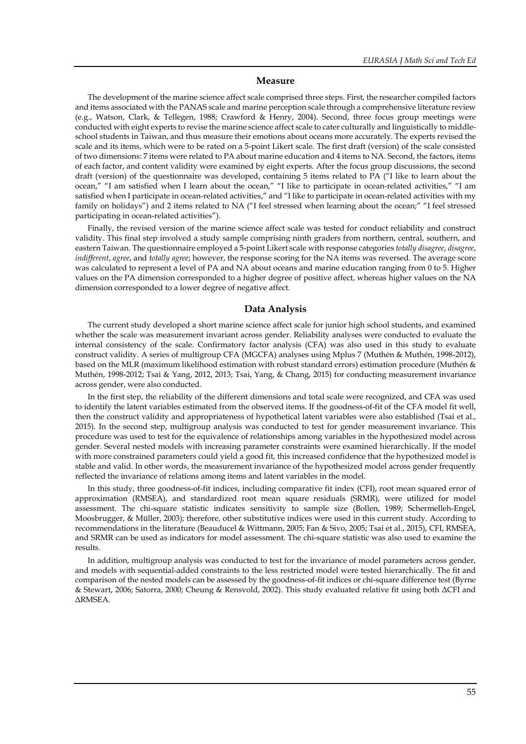## Measure

The development of the marine science affect scale comprised three steps. First, the researcher compiled factors and items associated with the PANAS scale and marine perception scale through a comprehensive literature review (e.g., Watson, Clark, & Tellegen, 1988; Crawford & Henry, 2004). Second, three focus group meetings were conducted with eight experts to revise the marine science affect scale to cater culturally and linguistically to middle-school students in Taiwan, and thus measure their emotions about oceans more accurately. The experts revised the scale and its items, which were to be rated on a 5-point Likert scale. The first draft (version) of the scale consisted of two dimensions: 7 items were related to PA about marine education and 4 items to NA. Second, the factors, items of each factor, and content validity were examined by eight experts. After the focus group discussions, the second draft (version) of the questionnaire was developed, containing 5 items related to PA ("I like to learn about the ocean," "I am satisfied when I learn about the ocean," "I like to participate in ocean-related activities," "I am satisfied when I participate in ocean-related activities," and "I like to participate in ocean-related activities with my family on holidays") and 2 items related to NA ("I feel stressed when learning about the ocean;" "I feel stressed participating in ocean-related activities").

Finally, the revised version of the marine science affect scale was tested for conduct reliability and construct validity. This final step involved a study sample comprising ninth graders from northern, central, southern, and eastern Taiwan. The questionnaire employed a 5-point Likert scale with response categories *totally disagree*, *disagree*, *indifferent*, *agree*, and *totally agree*; however, the response scoring for the NA items was reversed. The average score was calculated to represent a level of PA and NA about oceans and marine education ranging from 0 to 5. Higher values on the PA dimension corresponded to a higher degree of positive affect, whereas higher values on the NA dimension corresponded to a lower degree of negative affect.

## Data Analysis

The current study developed a short marine science affect scale for junior high school students, and examined whether the scale was measurement invariant across gender. Reliability analyses were conducted to evaluate the internal consistency of the scale. Confirmatory factor analysis (CFA) was also used in this study to evaluate construct validity. A series of multigroup CFA (MGCFA) analyses using Mplus 7 (Muthén & Muthén, 1998-2012), based on the MLR (maximum likelihood estimation with robust standard errors) estimation procedure (Muthén & Muthén, 1998-2012; Tsai & Yang, 2012, 2013; Tsai, Yang, & Chang, 2015) for conducting measurement invariance across gender, were also conducted.

In the first step, the reliability of the different dimensions and total scale were recognized, and CFA was used to identify the latent variables estimated from the observed items. If the goodness-of-fit of the CFA model fit well, then the construct validity and appropriateness of hypothetical latent variables were also established (Tsai et al., 2015). In the second step, multigroup analysis was conducted to test for gender measurement invariance. This procedure was used to test for the equivalence of relationships among variables in the hypothesized model across gender. Several nested models with increasing parameter constraints were examined hierarchically. If the model with more constrained parameters could yield a good fit, this increased confidence that the hypothesized model is stable and valid. In other words, the measurement invariance of the hypothesized model across gender frequently reflected the invariance of relations among items and latent variables in the model.

In this study, three goodness-of-fit indices, including comparative fit index (CFI), root mean squared error of approximation (RMSEA), and standardized root mean square residuals (SRMR), were utilized for model assessment. The chi-square statistic indicates sensitivity to sample size (Bollen, 1989; Schermelleh-Engel, Moosbrugger, & Müller, 2003); therefore, other substitutive indices were used in this current study. According to recommendations in the literature (Beauducel & Wittmann, 2005; Fan & Sivo, 2005; Tsai et al., 2015), CFI, RMSEA, and SRMR can be used as indicators for model assessment. The chi-square statistic was also used to examine the results.

In addition, multigroup analysis was conducted to test for the invariance of model parameters across gender, and models with sequential-added constraints to the less restricted model were tested hierarchically. The fit and comparison of the nested models can be assessed by the goodness-of-fit indices or chi-square difference test (Byrne & Stewart, 2006; Satorra, 2000; Cheung & Rensvold, 2002). This study evaluated relative fit using both ΔCFI and ΔRMSEA.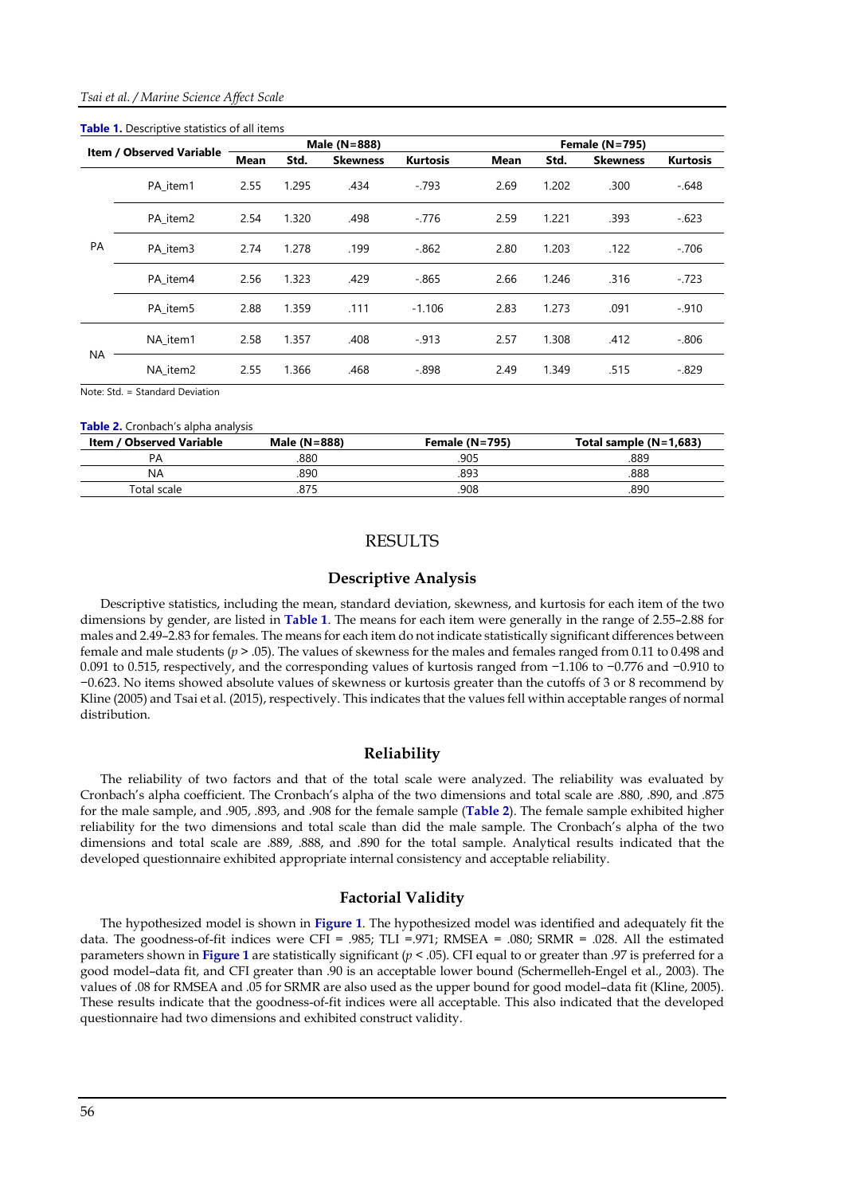**Table 1.** Descriptive statistics of all items

| Item / Observed Variable | | Male (N=888) | | | | Female (N=795) | | | |
|---|---|---|---|---|---|---|---|---|---|
| | | Mean | Std. | Skewness | Kurtosis | Mean | Std. | Skewness | Kurtosis |
| PA | PA_item1 | 2.55 | 1.295 | .434 | -.793 | 2.69 | 1.202 | .300 | -.648 |
| | PA_item2 | 2.54 | 1.320 | .498 | -.776 | 2.59 | 1.221 | .393 | -.623 |
| | PA_item3 | 2.74 | 1.278 | .199 | -.862 | 2.80 | 1.203 | .122 | -.706 |
| | PA_item4 | 2.56 | 1.323 | .429 | -.865 | 2.66 | 1.246 | .316 | -.723 |
| | PA_item5 | 2.88 | 1.359 | .111 | -1.106 | 2.83 | 1.273 | .091 | -.910 |
| NA | NA_item1 | 2.58 | 1.357 | .408 | -.913 | 2.57 | 1.308 | .412 | -.806 |
| | NA_item2 | 2.55 | 1.366 | .468 | -.898 | 2.49 | 1.349 | .515 | -.829 |

Note: Std. = Standard Deviation

**Table 2.** Cronbach's alpha analysis

| Item / Observed Variable | Male (N=888) | Female (N=795) | Total sample (N=1,683) |
|---|---|---|---|
| PA | .880 | .905 | .889 |
| NA | .890 | .893 | .888 |
| Total scale | .875 | .908 | .890 |

# RESULTS

## Descriptive Analysis

Descriptive statistics, including the mean, standard deviation, skewness, and kurtosis for each item of the two dimensions by gender, are listed in **Table 1**. The means for each item were generally in the range of 2.55–2.88 for males and 2.49–2.83 for females. The means for each item do not indicate statistically significant differences between female and male students ($p > .05$). The values of skewness for the males and females ranged from 0.11 to 0.498 and 0.091 to 0.515, respectively, and the corresponding values of kurtosis ranged from −1.106 to −0.776 and −0.910 to −0.623. No items showed absolute values of skewness or kurtosis greater than the cutoffs of 3 or 8 recommend by Kline (2005) and Tsai et al. (2015), respectively. This indicates that the values fell within acceptable ranges of normal distribution.

## Reliability

The reliability of two factors and that of the total scale were analyzed. The reliability was evaluated by Cronbach's alpha coefficient. The Cronbach's alpha of the two dimensions and total scale are .880, .890, and .875 for the male sample, and .905, .893, and .908 for the female sample (**Table 2**). The female sample exhibited higher reliability for the two dimensions and total scale than did the male sample. The Cronbach's alpha of the two dimensions and total scale are .889, .888, and .890 for the total sample. Analytical results indicated that the developed questionnaire exhibited appropriate internal consistency and acceptable reliability.

## Factorial Validity

The hypothesized model is shown in **Figure 1**. The hypothesized model was identified and adequately fit the data. The goodness-of-fit indices were CFI = .985; TLI =.971; RMSEA = .080; SRMR = .028. All the estimated parameters shown in **Figure 1** are statistically significant ($p < .05$). CFI equal to or greater than .97 is preferred for a good model–data fit, and CFI greater than .90 is an acceptable lower bound (Schermelleh-Engel et al., 2003). The values of .08 for RMSEA and .05 for SRMR are also used as the upper bound for good model–data fit (Kline, 2005). These results indicate that the goodness-of-fit indices were all acceptable. This also indicated that the developed questionnaire had two dimensions and exhibited construct validity.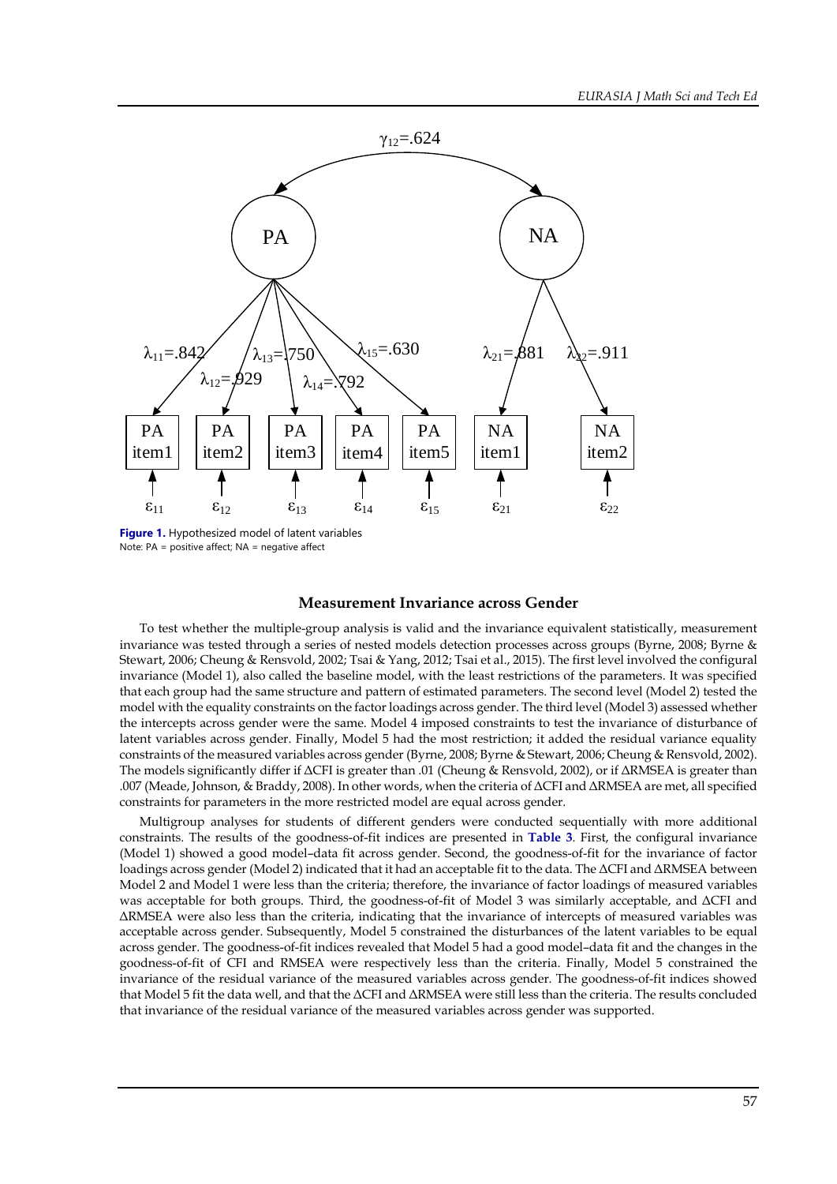Figure 1. Hypothesized model of latent variables
Note: PA = positive affect; NA = negative affect

### Measurement Invariance across Gender

To test whether the multiple-group analysis is valid and the invariance equivalent statistically, measurement invariance was tested through a series of nested models detection processes across groups (Byrne, 2008; Byrne & Stewart, 2006; Cheung & Rensvold, 2002; Tsai & Yang, 2012; Tsai et al., 2015). The first level involved the configural invariance (Model 1), also called the baseline model, with the least restrictions of the parameters. It was specified that each group had the same structure and pattern of estimated parameters. The second level (Model 2) tested the model with the equality constraints on the factor loadings across gender. The third level (Model 3) assessed whether the intercepts across gender were the same. Model 4 imposed constraints to test the invariance of disturbance of latent variables across gender. Finally, Model 5 had the most restriction; it added the residual variance equality constraints of the measured variables across gender (Byrne, 2008; Byrne & Stewart, 2006; Cheung & Rensvold, 2002). The models significantly differ if ΔCFI is greater than .01 (Cheung & Rensvold, 2002), or if ΔRMSEA is greater than .007 (Meade, Johnson, & Braddy, 2008). In other words, when the criteria of ΔCFI and ΔRMSEA are met, all specified constraints for parameters in the more restricted model are equal across gender.

Multigroup analyses for students of different genders were conducted sequentially with more additional constraints. The results of the goodness-of-fit indices are presented in **Table 3**. First, the configural invariance (Model 1) showed a good model–data fit across gender. Second, the goodness-of-fit for the invariance of factor loadings across gender (Model 2) indicated that it had an acceptable fit to the data. The ΔCFI and ΔRMSEA between Model 2 and Model 1 were less than the criteria; therefore, the invariance of factor loadings of measured variables was acceptable for both groups. Third, the goodness-of-fit of Model 3 was similarly acceptable, and ΔCFI and ΔRMSEA were also less than the criteria, indicating that the invariance of intercepts of measured variables was acceptable across gender. Subsequently, Model 5 constrained the disturbances of the latent variables to be equal across gender. The goodness-of-fit indices revealed that Model 5 had a good model–data fit and the changes in the goodness-of-fit of CFI and RMSEA were respectively less than the criteria. Finally, Model 5 constrained the invariance of the residual variance of the measured variables across gender. The goodness-of-fit indices showed that Model 5 fit the data well, and that the ΔCFI and ΔRMSEA were still less than the criteria. The results concluded that invariance of the residual variance of the measured variables across gender was supported.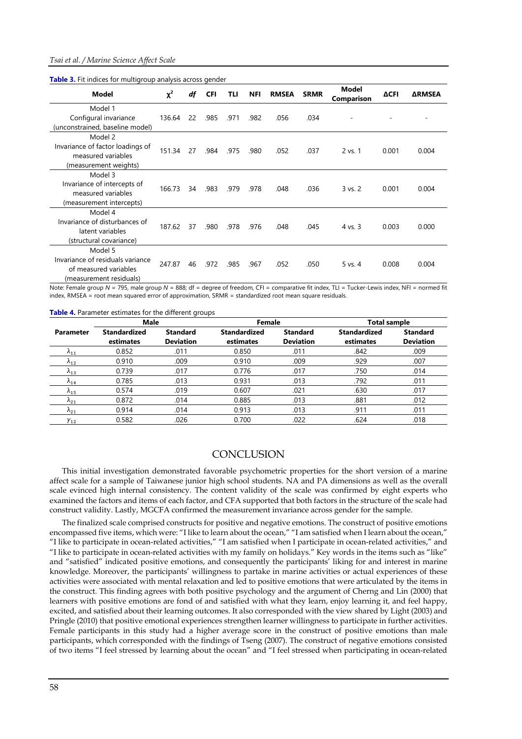**Table 3.** Fit indices for multigroup analysis across gender

| Model | $\chi^2$ | *df* | CFI | TLI | NFI | RMSEA | SRMR | Model Comparison | ΔCFI | ΔRMSEA |
|---|---|---|---|---|---|---|---|---|---|---|
| Model 1 Configural invariance (unconstrained, baseline model) | 136.64 | 22 | .985 | .971 | .982 | .056 | .034 | - | - | - |
| Model 2 Invariance of factor loadings of measured variables (measurement weights) | 151.34 | 27 | .984 | .975 | .980 | .052 | .037 | 2 vs. 1 | 0.001 | 0.004 |
| Model 3 Invariance of intercepts of measured variables (measurement intercepts) | 166.73 | 34 | .983 | .979 | .978 | .048 | .036 | 3 vs. 2 | 0.001 | 0.004 |
| Model 4 Invariance of disturbances of latent variables (structural covariance) | 187.62 | 37 | .980 | .978 | .976 | .048 | .045 | 4 vs. 3 | 0.003 | 0.000 |
| Model 5 Invariance of residuals variance of measured variables (measurement residuals) | 247.87 | 46 | .972 | .985 | .967 | .052 | .050 | 5 vs. 4 | 0.008 | 0.004 |

Note: Female group *N* = 795, male group *N* = 888; df = degree of freedom, CFI = comparative fit index, TLI = Tucker-Lewis index, NFI = normed fit index, RMSEA = root mean squared error of approximation, SRMR = standardized root mean square residuals.

**Table 4.** Parameter estimates for the different groups

| Parameter | Male | | Female | | Total sample | |
|---|---|---|---|---|---|---|
| | Standardized estimates | Standard Deviation | Standardized estimates | Standard Deviation | Standardized estimates | Standard Deviation |
| $\lambda_{11}$ | 0.852 | .011 | 0.850 | .011 | .842 | .009 |
| $\lambda_{12}$ | 0.910 | .009 | 0.910 | .009 | .929 | .007 |
| $\lambda_{13}$ | 0.739 | .017 | 0.776 | .017 | .750 | .014 |
| $\lambda_{14}$ | 0.785 | .013 | 0.931 | .013 | .792 | .011 |
| $\lambda_{15}$ | 0.574 | .019 | 0.607 | .021 | .630 | .017 |
| $\lambda_{21}$ | 0.872 | .014 | 0.885 | .013 | .881 | .012 |
| $\lambda_{21}$ | 0.914 | .014 | 0.913 | .013 | .911 | .011 |
| $\gamma_{12}$ | 0.582 | .026 | 0.700 | .022 | .624 | .018 |

## CONCLUSION

This initial investigation demonstrated favorable psychometric properties for the short version of a marine affect scale for a sample of Taiwanese junior high school students. NA and PA dimensions as well as the overall scale evinced high internal consistency. The content validity of the scale was confirmed by eight experts who examined the factors and items of each factor, and CFA supported that both factors in the structure of the scale had construct validity. Lastly, MGCFA confirmed the measurement invariance across gender for the sample.

The finalized scale comprised constructs for positive and negative emotions. The construct of positive emotions encompassed five items, which were: "I like to learn about the ocean," "I am satisfied when I learn about the ocean," "I like to participate in ocean-related activities," "I am satisfied when I participate in ocean-related activities," and "I like to participate in ocean-related activities with my family on holidays." Key words in the items such as "like" and "satisfied" indicated positive emotions, and consequently the participants' liking for and interest in marine knowledge. Moreover, the participants' willingness to partake in marine activities or actual experiences of these activities were associated with mental relaxation and led to positive emotions that were articulated by the items in the construct. This finding agrees with both positive psychology and the argument of Cherng and Lin (2000) that learners with positive emotions are fond of and satisfied with what they learn, enjoy learning it, and feel happy, excited, and satisfied about their learning outcomes. It also corresponded with the view shared by Light (2003) and Pringle (2010) that positive emotional experiences strengthen learner willingness to participate in further activities. Female participants in this study had a higher average score in the construct of positive emotions than male participants, which corresponded with the findings of Tseng (2007). The construct of negative emotions consisted of two items "I feel stressed by learning about the ocean" and "I feel stressed when participating in ocean-related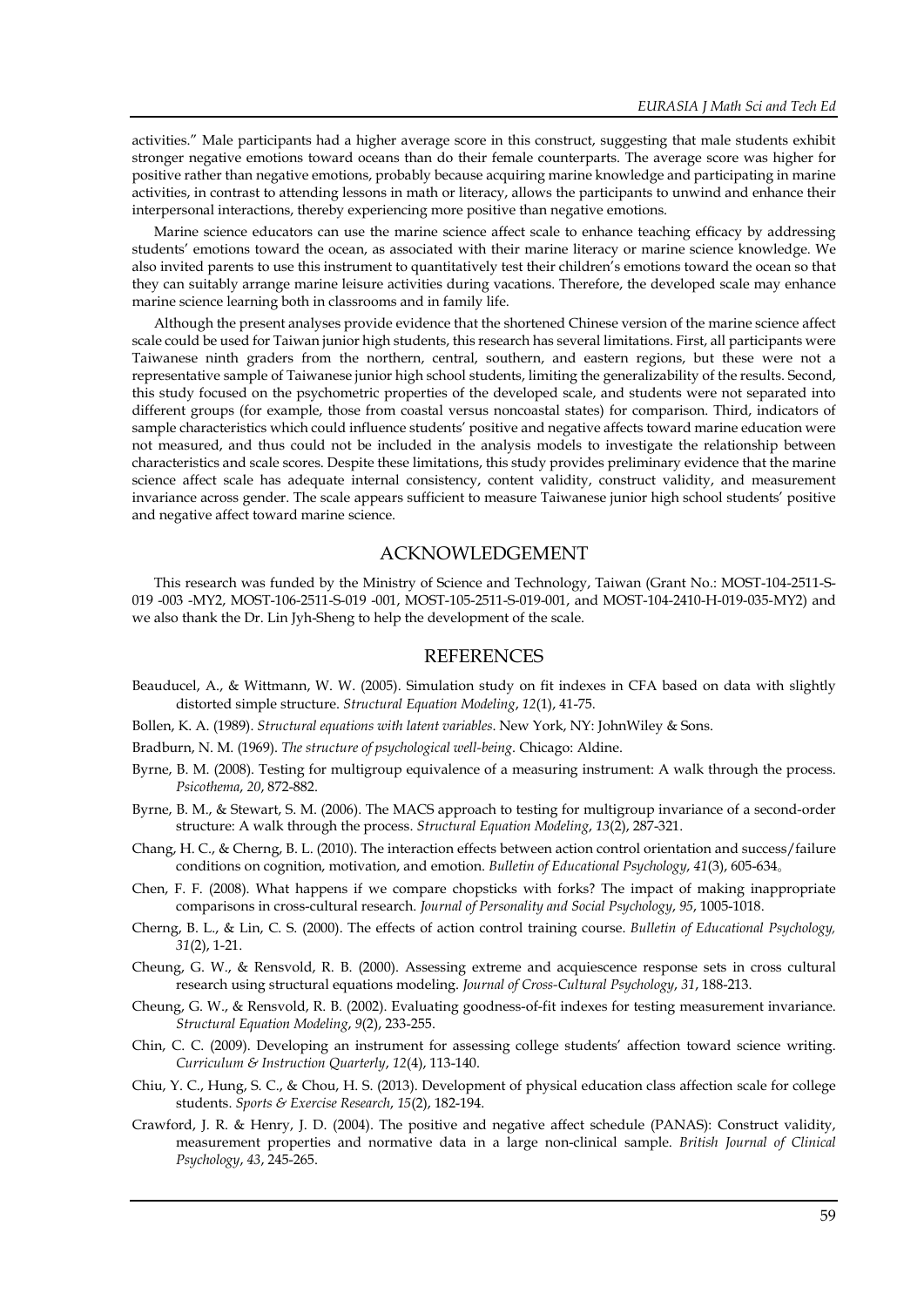activities." Male participants had a higher average score in this construct, suggesting that male students exhibit stronger negative emotions toward oceans than do their female counterparts. The average score was higher for positive rather than negative emotions, probably because acquiring marine knowledge and participating in marine activities, in contrast to attending lessons in math or literacy, allows the participants to unwind and enhance their interpersonal interactions, thereby experiencing more positive than negative emotions.

Marine science educators can use the marine science affect scale to enhance teaching efficacy by addressing students' emotions toward the ocean, as associated with their marine literacy or marine science knowledge. We also invited parents to use this instrument to quantitatively test their children's emotions toward the ocean so that they can suitably arrange marine leisure activities during vacations. Therefore, the developed scale may enhance marine science learning both in classrooms and in family life.

Although the present analyses provide evidence that the shortened Chinese version of the marine science affect scale could be used for Taiwan junior high students, this research has several limitations. First, all participants were Taiwanese ninth graders from the northern, central, southern, and eastern regions, but these were not a representative sample of Taiwanese junior high school students, limiting the generalizability of the results. Second, this study focused on the psychometric properties of the developed scale, and students were not separated into different groups (for example, those from coastal versus noncoastal states) for comparison. Third, indicators of sample characteristics which could influence students' positive and negative affects toward marine education were not measured, and thus could not be included in the analysis models to investigate the relationship between characteristics and scale scores. Despite these limitations, this study provides preliminary evidence that the marine science affect scale has adequate internal consistency, content validity, construct validity, and measurement invariance across gender. The scale appears sufficient to measure Taiwanese junior high school students' positive and negative affect toward marine science.

## ACKNOWLEDGEMENT

This research was funded by the Ministry of Science and Technology, Taiwan (Grant No.: MOST-104-2511-S-019 -003 -MY2, MOST-106-2511-S-019 -001, MOST-105-2511-S-019-001, and MOST-104-2410-H-019-035-MY2) and we also thank the Dr. Lin Jyh-Sheng to help the development of the scale.

## REFERENCES

Beauducel, A., & Wittmann, W. W. (2005). Simulation study on fit indexes in CFA based on data with slightly distorted simple structure. *Structural Equation Modeling*, *12*(1), 41-75.

Bollen, K. A. (1989). *Structural equations with latent variables*. New York, NY: JohnWiley & Sons.

Bradburn, N. M. (1969). *The structure of psychological well-being*. Chicago: Aldine.

Byrne, B. M. (2008). Testing for multigroup equivalence of a measuring instrument: A walk through the process. *Psicothema*, *20*, 872-882.

Byrne, B. M., & Stewart, S. M. (2006). The MACS approach to testing for multigroup invariance of a second-order structure: A walk through the process. *Structural Equation Modeling*, *13*(2), 287-321.

Chang, H. C., & Cherng, B. L. (2010). The interaction effects between action control orientation and success/failure conditions on cognition, motivation, and emotion. *Bulletin of Educational Psychology*, *41*(3), 605-634。

Chen, F. F. (2008). What happens if we compare chopsticks with forks? The impact of making inappropriate comparisons in cross-cultural research. *Journal of Personality and Social Psychology*, *95*, 1005-1018.

Cherng, B. L., & Lin, C. S. (2000). The effects of action control training course. *Bulletin of Educational Psychology, 31*(2), 1-21.

Cheung, G. W., & Rensvold, R. B. (2000). Assessing extreme and acquiescence response sets in cross cultural research using structural equations modeling. *Journal of Cross-Cultural Psychology*, *31*, 188-213.

Cheung, G. W., & Rensvold, R. B. (2002). Evaluating goodness-of-fit indexes for testing measurement invariance. *Structural Equation Modeling*, *9*(2), 233-255.

Chin, C. C. (2009). Developing an instrument for assessing college students' affection toward science writing. *Curriculum & Instruction Quarterly*, *12*(4), 113-140.

Chiu, Y. C., Hung, S. C., & Chou, H. S. (2013). Development of physical education class affection scale for college students. *Sports & Exercise Research*, *15*(2), 182-194.

Crawford, J. R. & Henry, J. D. (2004). The positive and negative affect schedule (PANAS): Construct validity, measurement properties and normative data in a large non-clinical sample. *British Journal of Clinical Psychology*, *43*, 245-265.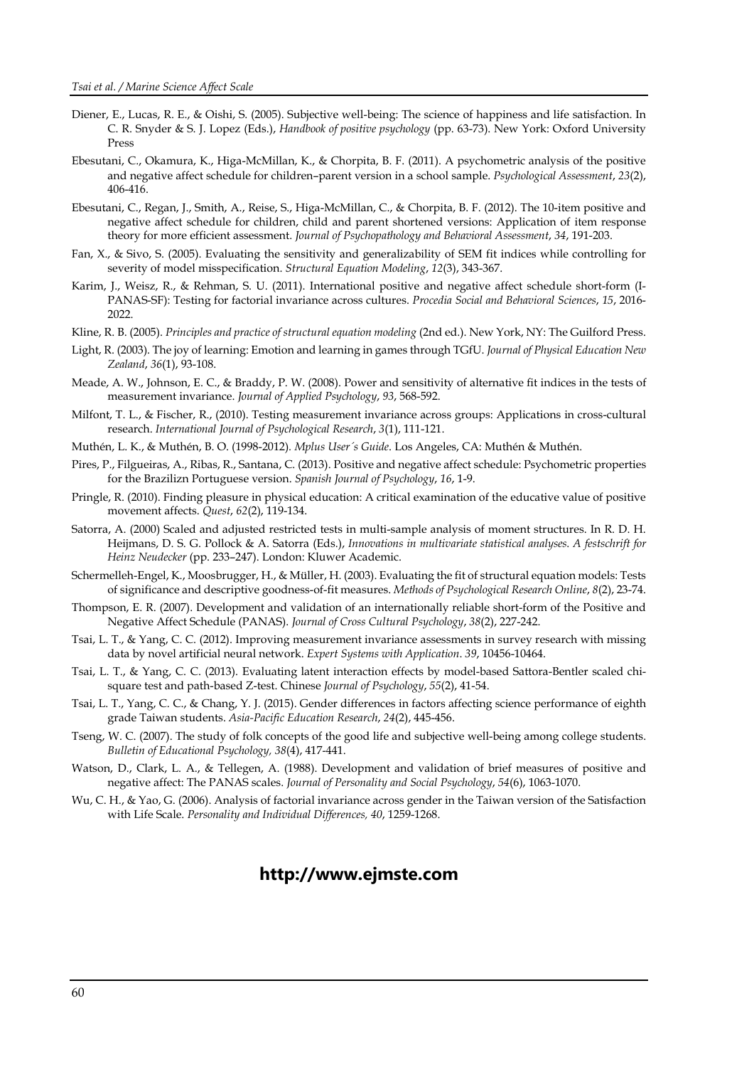Diener, E., Lucas, R. E., & Oishi, S. (2005). Subjective well-being: The science of happiness and life satisfaction. In C. R. Snyder & S. J. Lopez (Eds.), *Handbook of positive psychology* (pp. 63-73). New York: Oxford University Press

Ebesutani, C., Okamura, K., Higa-McMillan, K., & Chorpita, B. F. (2011). A psychometric analysis of the positive and negative affect schedule for children–parent version in a school sample. *Psychological Assessment*, *23*(2), 406-416.

Ebesutani, C., Regan, J., Smith, A., Reise, S., Higa-McMillan, C., & Chorpita, B. F. (2012). The 10-item positive and negative affect schedule for children, child and parent shortened versions: Application of item response theory for more efficient assessment. *Journal of Psychopathology and Behavioral Assessment*, *34*, 191-203.

Fan, X., & Sivo, S. (2005). Evaluating the sensitivity and generalizability of SEM fit indices while controlling for severity of model misspecification. *Structural Equation Modeling*, *12*(3), 343-367.

Karim, J., Weisz, R., & Rehman, S. U. (2011). International positive and negative affect schedule short-form (I-PANAS-SF): Testing for factorial invariance across cultures. *Procedia Social and Behavioral Sciences*, *15*, 2016-2022.

Kline, R. B. (2005). *Principles and practice of structural equation modeling* (2nd ed.). New York, NY: The Guilford Press.

Light, R. (2003). The joy of learning: Emotion and learning in games through TGfU. *Journal of Physical Education New Zealand*, *36*(1), 93-108.

Meade, A. W., Johnson, E. C., & Braddy, P. W. (2008). Power and sensitivity of alternative fit indices in the tests of measurement invariance. *Journal of Applied Psychology*, *93*, 568-592.

Milfont, T. L., & Fischer, R., (2010). Testing measurement invariance across groups: Applications in cross-cultural research. *International Journal of Psychological Research*, *3*(1), 111-121.

Muthén, L. K., & Muthén, B. O. (1998-2012). *Mplus User´s Guide*. Los Angeles, CA: Muthén & Muthén.

Pires, P., Filgueiras, A., Ribas, R., Santana, C. (2013). Positive and negative affect schedule: Psychometric properties for the Brazilizn Portuguese version. *Spanish Journal of Psychology*, *16*, 1-9.

Pringle, R. (2010). Finding pleasure in physical education: A critical examination of the educative value of positive movement affects. *Quest*, *62*(2), 119-134.

Satorra, A. (2000) Scaled and adjusted restricted tests in multi-sample analysis of moment structures. In R. D. H. Heijmans, D. S. G. Pollock & A. Satorra (Eds.), *Innovations in multivariate statistical analyses. A festschrift for Heinz Neudecker* (pp. 233–247). London: Kluwer Academic.

Schermelleh-Engel, K., Moosbrugger, H., & Müller, H. (2003). Evaluating the fit of structural equation models: Tests of significance and descriptive goodness-of-fit measures. *Methods of Psychological Research Online*, *8*(2), 23-74.

Thompson, E. R. (2007). Development and validation of an internationally reliable short-form of the Positive and Negative Affect Schedule (PANAS). *Journal of Cross Cultural Psychology*, *38*(2), 227-242.

Tsai, L. T., & Yang, C. C. (2012). Improving measurement invariance assessments in survey research with missing data by novel artificial neural network. *Expert Systems with Application*. *39*, 10456-10464.

Tsai, L. T., & Yang, C. C. (2013). Evaluating latent interaction effects by model-based Sattora-Bentler scaled chi-square test and path-based Z-test. Chinese *Journal of Psychology*, *55*(2), 41-54.

Tsai, L. T., Yang, C. C., & Chang, Y. J. (2015). Gender differences in factors affecting science performance of eighth grade Taiwan students. *Asia-Pacific Education Research*, *24*(2), 445-456.

Tseng, W. C. (2007). The study of folk concepts of the good life and subjective well-being among college students. *Bulletin of Educational Psychology, 38*(4), 417-441.

Watson, D., Clark, L. A., & Tellegen, A. (1988). Development and validation of brief measures of positive and negative affect: The PANAS scales. *Journal of Personality and Social Psychology*, *54*(6), 1063-1070.

Wu, C. H., & Yao, G. (2006). Analysis of factorial invariance across gender in the Taiwan version of the Satisfaction with Life Scale. *Personality and Individual Differences, 40*, 1259-1268.

**http://www.ejmste.com**